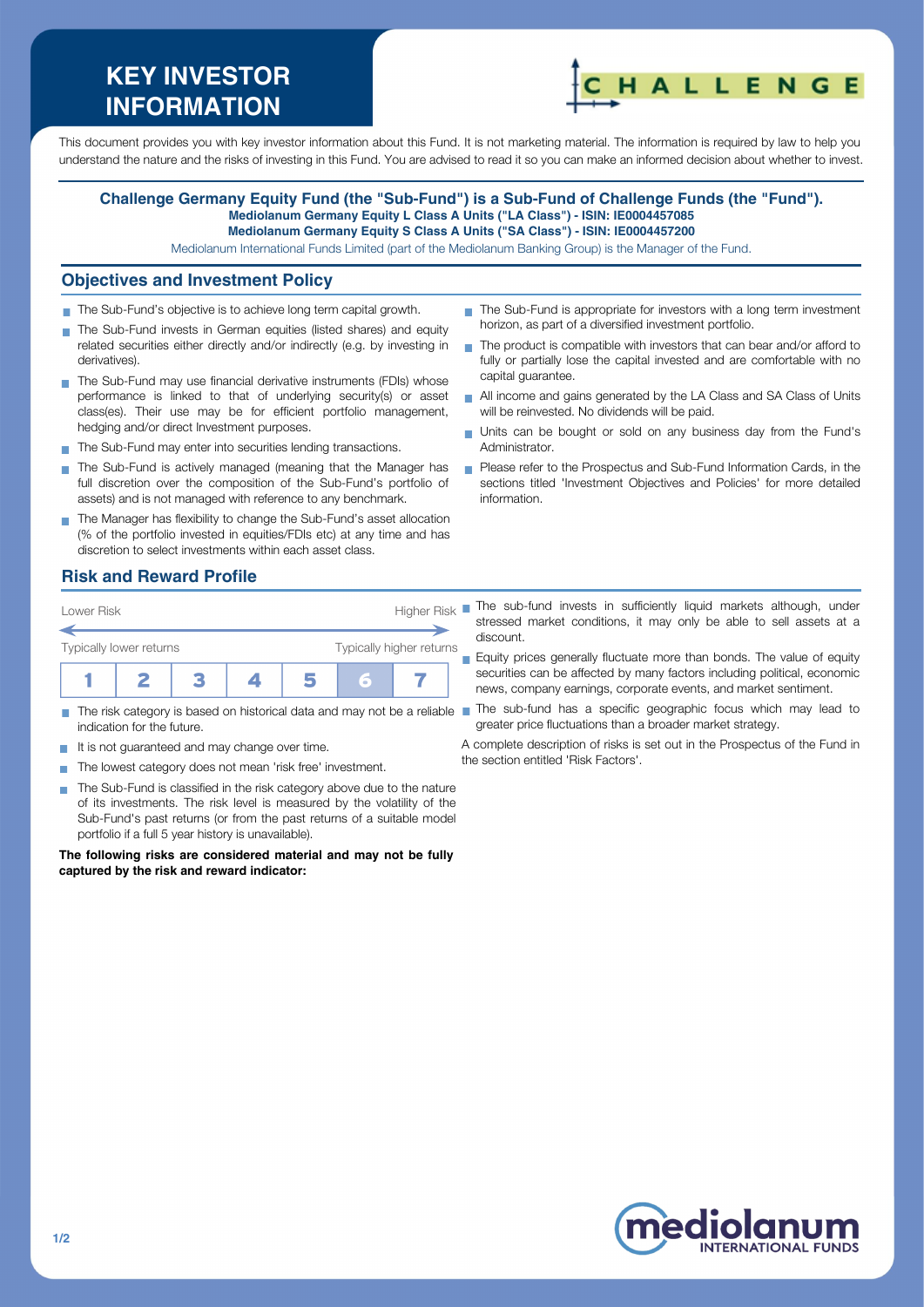# KEY INVESTOR INFORMATION

CHALLENGE

This document provides you with key investor information about this Fund. It is not marketing material. The information is required by law to help you understand the nature and the risks of investing in this Fund. You are advised to read it so you can make an informed decision about whether to invest.

**Challenge Germany Equity Fund (the "Sub-Fund") is a Sub-Fund of Challenge Funds (the "Fund").**
**Mediolanum Germany Equity L Class A Units ("LA Class") - ISIN: IE0004457085**
**Mediolanum Germany Equity S Class A Units ("SA Class") - ISIN: IE0004457200**

Mediolanum International Funds Limited (part of the Mediolanum Banking Group) is the Manager of the Fund.

## Objectives and Investment Policy

- The Sub-Fund's objective is to achieve long term capital growth.
- The Sub-Fund invests in German equities (listed shares) and equity related securities either directly and/or indirectly (e.g. by investing in derivatives).
- The Sub-Fund may use financial derivative instruments (FDIs) whose performance is linked to that of underlying security(s) or asset class(es). Their use may be for efficient portfolio management, hedging and/or direct Investment purposes.
- The Sub-Fund may enter into securities lending transactions.
- The Sub-Fund is actively managed (meaning that the Manager has full discretion over the composition of the Sub-Fund's portfolio of assets) and is not managed with reference to any benchmark.
- The Manager has flexibility to change the Sub-Fund's asset allocation (% of the portfolio invested in equities/FDIs etc) at any time and has discretion to select investments within each asset class.
- The Sub-Fund is appropriate for investors with a long term investment horizon, as part of a diversified investment portfolio.
- The product is compatible with investors that can bear and/or afford to fully or partially lose the capital invested and are comfortable with no capital guarantee.
- All income and gains generated by the LA Class and SA Class of Units will be reinvested. No dividends will be paid.
- Units can be bought or sold on any business day from the Fund's Administrator.
- Please refer to the Prospectus and Sub-Fund Information Cards, in the sections titled 'Investment Objectives and Policies' for more detailed information.

## Risk and Reward Profile

Lower Risk — Higher Risk

Typically lower returns — Typically higher returns

| 1 | 2 | 3 | 4 | 5 | 6 | 7 |
|---|---|---|---|---|---|---|

- The risk category is based on historical data and may not be a reliable indication for the future.
- It is not guaranteed and may change over time.
- The lowest category does not mean 'risk free' investment.
- The Sub-Fund is classified in the risk category above due to the nature of its investments. The risk level is measured by the volatility of the Sub-Fund's past returns (or from the past returns of a suitable model portfolio if a full 5 year history is unavailable).

**The following risks are considered material and may not be fully captured by the risk and reward indicator:**

- The sub-fund invests in sufficiently liquid markets although, under stressed market conditions, it may only be able to sell assets at a discount.
- Equity prices generally fluctuate more than bonds. The value of equity securities can be affected by many factors including political, economic news, company earnings, corporate events, and market sentiment.
- The sub-fund has a specific geographic focus which may lead to greater price fluctuations than a broader market strategy.

A complete description of risks is set out in the Prospectus of the Fund in the section entitled 'Risk Factors'.

mediolanum INTERNATIONAL FUNDS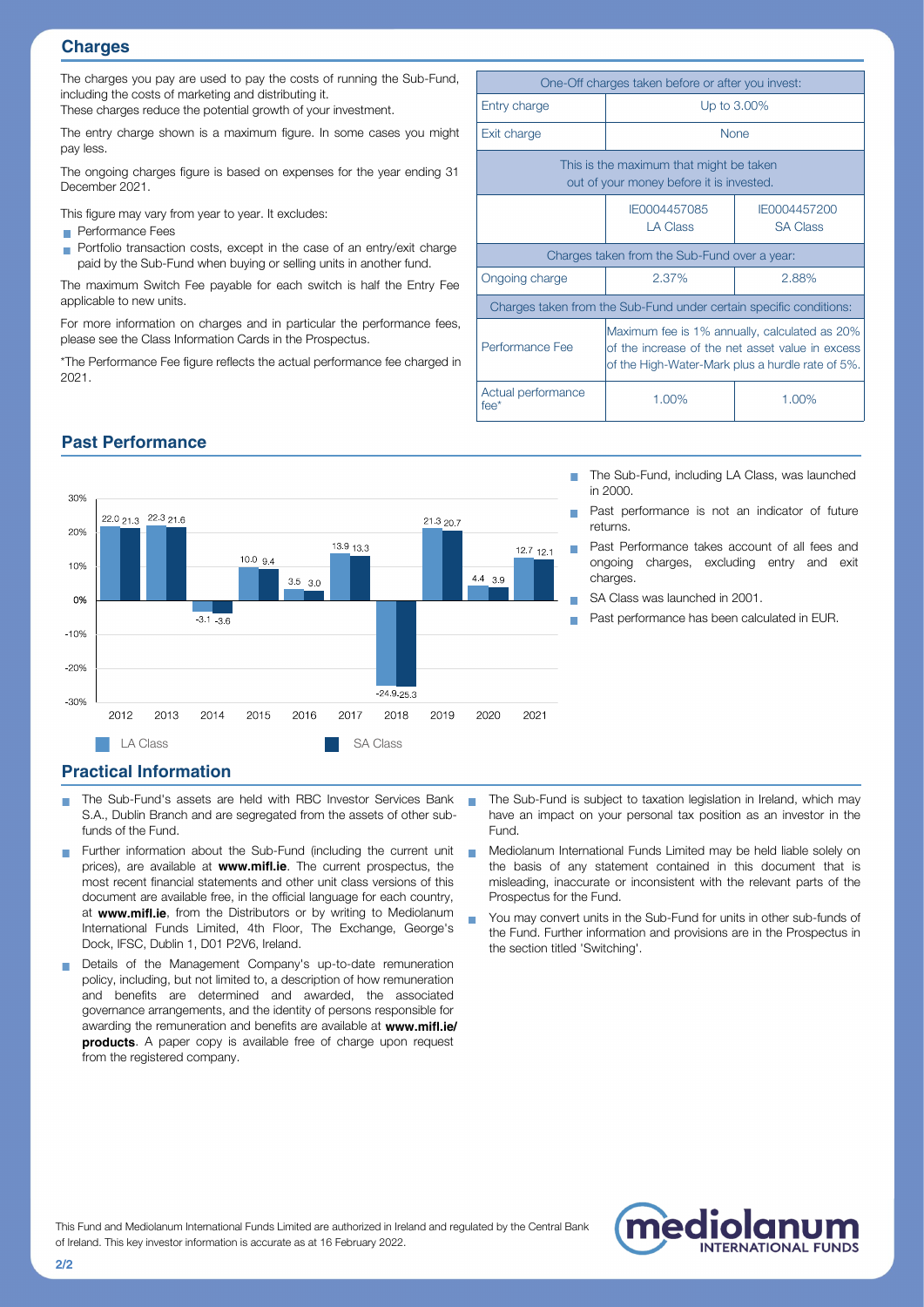## Charges

The charges you pay are used to pay the costs of running the Sub-Fund, including the costs of marketing and distributing it.
These charges reduce the potential growth of your investment.

The entry charge shown is a maximum figure. In some cases you might pay less.

The ongoing charges figure is based on expenses for the year ending 31 December 2021.

This figure may vary from year to year. It excludes:

- Performance Fees
- Portfolio transaction costs, except in the case of an entry/exit charge paid by the Sub-Fund when buying or selling units in another fund.

The maximum Switch Fee payable for each switch is half the Entry Fee applicable to new units.

For more information on charges and in particular the performance fees, please see the Class Information Cards in the Prospectus.

*The Performance Fee figure reflects the actual performance fee charged in 2021.

| One-Off charges taken before or after you invest: | | |
|---|---|---|
| Entry charge | Up to 3.00% | |
| Exit charge | None | |
| This is the maximum that might be taken out of your money before it is invested. | | |
| | IE0004457085 LA Class | IE0004457200 SA Class |
| Charges taken from the Sub-Fund over a year: | | |
| Ongoing charge | 2.37% | 2.88% |
| Charges taken from the Sub-Fund under certain specific conditions: | | |
| Performance Fee | Maximum fee is 1% annually, calculated as 20% of the increase of the net asset value in excess of the High-Water-Mark plus a hurdle rate of 5%. | |
| Actual performance fee* | 1.00% | 1.00% |

## Past Performance

30%
20%
10%
0%
-10%
-20%
-30%

2012: 22.0 21.3
2013: 22.3 21.6
2014: -3.1 -3.6
2015: 10.0 9.4
2016: 3.5 3.0
2017: 13.9 13.3
2018: -24.9 -25.3
2019: 21.3 20.7
2020: 4.4 3.9
2021: 12.7 12.1

LA Class　SA Class

- The Sub-Fund, including LA Class, was launched in 2000.
- Past performance is not an indicator of future returns.
- Past Performance takes account of all fees and ongoing charges, excluding entry and exit charges.
- SA Class was launched in 2001.
- Past performance has been calculated in EUR.

## Practical Information

- The Sub-Fund's assets are held with RBC Investor Services Bank S.A., Dublin Branch and are segregated from the assets of other sub-funds of the Fund.
- Further information about the Sub-Fund (including the current unit prices), are available at **www.mifl.ie**. The current prospectus, the most recent financial statements and other unit class versions of this document are available free, in the official language for each country, at **www.mifl.ie**, from the Distributors or by writing to Mediolanum International Funds Limited, 4th Floor, The Exchange, George's Dock, IFSC, Dublin 1, D01 P2V6, Ireland.
- Details of the Management Company's up-to-date remuneration policy, including, but not limited to, a description of how remuneration and benefits are determined and awarded, the associated governance arrangements, and the identity of persons responsible for awarding the remuneration and benefits are available at **www.mifl.ie/products**. A paper copy is available free of charge upon request from the registered company.
- The Sub-Fund is subject to taxation legislation in Ireland, which may have an impact on your personal tax position as an investor in the Fund.
- Mediolanum International Funds Limited may be held liable solely on the basis of any statement contained in this document that is misleading, inaccurate or inconsistent with the relevant parts of the Prospectus for the Fund.
- You may convert units in the Sub-Fund for units in other sub-funds of the Fund. Further information and provisions are in the Prospectus in the section titled 'Switching'.

This Fund and Mediolanum International Funds Limited are authorized in Ireland and regulated by the Central Bank of Ireland. This key investor information is accurate as at 16 February 2022.